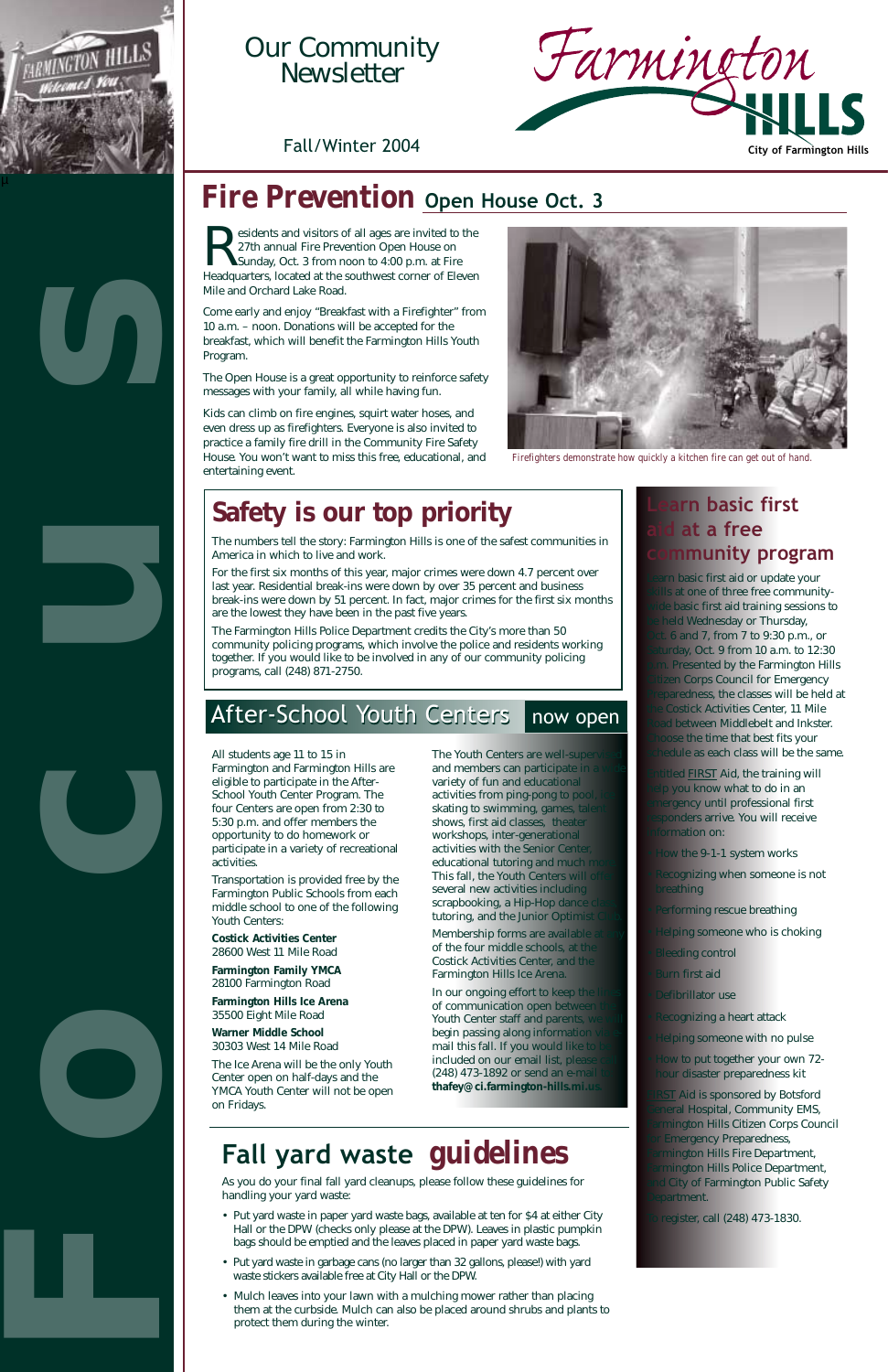# Our Community Newsletter

Fall/Winter 2004

Farmington HILLS

City of Farmington Hills

FOCUS

## Fire Prevention Open House Oct. 3

Residents and visitors of all ages are invited to the 27th annual Fire Prevention Open House on Sunday, Oct. 3 from noon to 4:00 p.m. at Fire Headquarters, located at the southwest corner of Eleven Mile and Orchard Lake Road.

Come early and enjoy "Breakfast with a Firefighter" from 10 a.m. – noon. Donations will be accepted for the breakfast, which will benefit the Farmington Hills Youth Program.

The Open House is a great opportunity to reinforce safety messages with your family, all while having fun.

Kids can climb on fire engines, squirt water hoses, and even dress up as firefighters. Everyone is also invited to practice a family fire drill in the Community Fire Safety House. You won't want to miss this free, educational, and entertaining event.

Firefighters demonstrate how quickly a kitchen fire can get out of hand.

## Safety is our top priority

The numbers tell the story: Farmington Hills is one of the safest communities in America in which to live and work.

For the first six months of this year, major crimes were down 4.7 percent over last year. Residential break-ins were down by over 35 percent and business break-ins were down by 51 percent. In fact, major crimes for the first six months are the lowest they have been in the past five years.

The Farmington Hills Police Department credits the City's more than 50 community policing programs, which involve the police and residents working together. If you would like to be involved in any of our community policing programs, call (248) 871-2750.

## After-School Youth Centers now open

All students age 11 to 15 in Farmington and Farmington Hills are eligible to participate in the After-School Youth Center Program. The four Centers are open from 2:30 to 5:30 p.m. and offer members the opportunity to do homework or participate in a variety of recreational activities.

Transportation is provided free by the Farmington Public Schools from each middle school to one of the following Youth Centers:

**Costick Activities Center**
28600 West 11 Mile Road

**Farmington Family YMCA**
28100 Farmington Road

**Farmington Hills Ice Arena**
35500 Eight Mile Road

**Warner Middle School**
30303 West 14 Mile Road

The Ice Arena will be the only Youth Center open on half-days and the YMCA Youth Center will not be open on Fridays.

The Youth Centers are well-supervised and members can participate in a wide variety of fun and educational activities from ping-pong to pool, ice skating to swimming, games, talent shows, first aid classes, theater workshops, inter-generational activities with the Senior Center, educational tutoring and much more. This fall, the Youth Centers will offer several new activities including scrapbooking, a Hip-Hop dance class, tutoring, and the Junior Optimist Club.

Membership forms are available at any of the four middle schools, at the Costick Activities Center, and the Farmington Hills Ice Arena.

In our ongoing effort to keep the lines of communication open between the Youth Center staff and parents, we will begin passing along information via e-mail this fall. If you would like to be included on our email list, please call (248) 473-1892 or send an e-mail to **thafey@ci.farmington-hills.mi.us**.

## Learn basic first aid at a free community program

Learn basic first aid or update your skills at one of three free community-wide basic first aid training sessions to be held Wednesday or Thursday, Oct. 6 and 7, from 7 to 9:30 p.m., or Saturday, Oct. 9 from 10 a.m. to 12:30 p.m. Presented by the Farmington Hills Citizen Corps Council for Emergency Preparedness, the classes will be held at the Costick Activities Center, 11 Mile Road between Middlebelt and Inkster. Choose the time that best fits your schedule as each class will be the same.

Entitled FIRST Aid, the training will help you know what to do in an emergency until professional first responders arrive. You will receive information on:

- How the 9-1-1 system works
- Recognizing when someone is not breathing
- Performing rescue breathing
- Helping someone who is choking
- Bleeding control
- Burn first aid
- Defibrillator use
- Recognizing a heart attack
- Helping someone with no pulse
- How to put together your own 72-hour disaster preparedness kit

FIRST Aid is sponsored by Botsford General Hospital, Community EMS, Farmington Hills Citizen Corps Council for Emergency Preparedness, Farmington Hills Fire Department, Farmington Hills Police Department, and City of Farmington Public Safety Department.

To register, call (248) 473-1830.

## Fall yard waste guidelines

As you do your final fall yard cleanups, please follow these guidelines for handling your yard waste:

- Put yard waste in paper yard waste bags, available at ten for $4 at either City Hall or the DPW (checks only please at the DPW). Leaves in plastic pumpkin bags should be emptied and the leaves placed in paper yard waste bags.
- Put yard waste in garbage cans (no larger than 32 gallons, please!) with yard waste stickers available free at City Hall or the DPW.
- Mulch leaves into your lawn with a mulching mower rather than placing them at the curbside. Mulch can also be placed around shrubs and plants to protect them during the winter.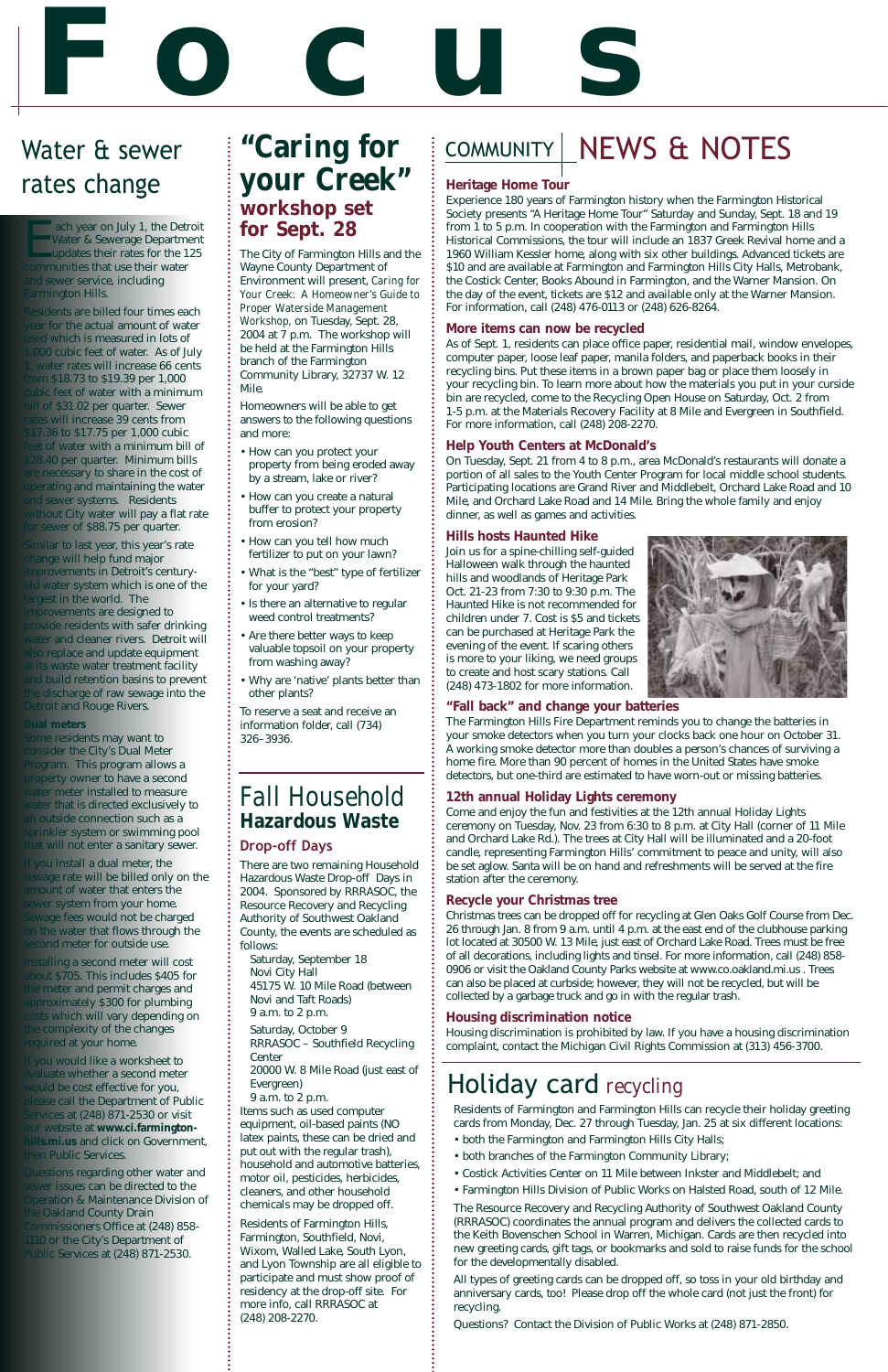# Focus

## Water & sewer rates change

Each year on July 1, the Detroit Water & Sewerage Department updates their rates for the 125 communities that use their water and sewer service, including Farmington Hills.

Residents are billed four times each year for the actual amount of water used which is measured in lots of 1,000 cubic feet of water. As of July 1, water rates will increase 66 cents from $18.73 to $19.39 per 1,000 cubic feet of water with a minimum bill of $31.02 per quarter. Sewer rates will increase 39 cents from $17.36 to $17.75 per 1,000 cubic feet of water with a minimum bill of $28.40 per quarter. Minimum bills are necessary to share in the cost of operating and maintaining the water and sewer systems. Residents without City water will pay a flat rate for sewer of $88.75 per quarter.

Similar to last year, this year's rate change will help fund major improvements in Detroit's century-old water system which is one of the largest in the world. The improvements are designed to provide residents with safer drinking water and cleaner rivers. Detroit will also replace and update equipment at its waste water treatment facility and build retention basins to prevent the discharge of raw sewage into the Detroit and Rouge Rivers.

**Dual meters**

Some residents may want to consider the City's Dual Meter Program. This program allows a property owner to have a second water meter installed to measure water that is directed exclusively to an outside connection such as a sprinkler system or swimming pool that will not enter a sanitary sewer.

If you install a dual meter, the sewage rate will be billed only on the amount of water that enters the sewer system from your home. Sewage fees would not be charged on the water that flows through the second meter for outside use.

Installing a second meter will cost about $705. This includes $405 for the meter and permit charges and approximately $300 for plumbing costs which will vary depending on the complexity of the changes required at your home.

If you would like a worksheet to evaluate whether a second meter would be cost effective for you, please call the Department of Public Services at (248) 871-2530 or visit our website at **www.ci.farmington-hills.mi.us** and click on Government, then Public Services.

Questions regarding other water and sewer issues can be directed to the Operation & Maintenance Division of the Oakland County Drain Commissioners Office at (248) 858-1110 or the City's Department of Public Services at (248) 871-2530.

## "Caring for your Creek" workshop set for Sept. 28

The City of Farmington Hills and the Wayne County Department of Environment will present, *Caring for Your Creek: A Homeowner's Guide to Proper Waterside Management Workshop*, on Tuesday, Sept. 28, 2004 at 7 p.m. The workshop will be held at the Farmington Hills branch of the Farmington Community Library, 32737 W. 12 Mile.

Homeowners will be able to get answers to the following questions and more:

- How can you protect your property from being eroded away by a stream, lake or river?
- How can you create a natural buffer to protect your property from erosion?
- How can you tell how much fertilizer to put on your lawn?
- What is the "best" type of fertilizer for your yard?
- Is there an alternative to regular weed control treatments?
- Are there better ways to keep valuable topsoil on your property from washing away?
- Why are 'native' plants better than other plants?

To reserve a seat and receive an information folder, call (734) 326–3936.

## Fall Household Hazardous Waste

### Drop-off Days

There are two remaining Household Hazardous Waste Drop-off Days in 2004. Sponsored by RRRASOC, the Resource Recovery and Recycling Authority of Southwest Oakland County, the events are scheduled as follows:

Saturday, September 18
Novi City Hall
45175 W. 10 Mile Road (between Novi and Taft Roads)
9 a.m. to 2 p.m.

Saturday, October 9
RRRASOC – Southfield Recycling Center
20000 W. 8 Mile Road (just east of Evergreen)
9 a.m. to 2 p.m.

Items such as used computer equipment, oil-based paints (NO latex paints, these can be dried and put out with the regular trash), household and automotive batteries, motor oil, pesticides, herbicides, cleaners, and other household chemicals may be dropped off.

Residents of Farmington Hills, Farmington, Southfield, Novi, Wixom, Walled Lake, South Lyon, and Lyon Township are all eligible to participate and must show proof of residency at the drop-off site. For more info, call RRRASOC at (248) 208-2270.

## COMMUNITY NEWS & NOTES

### Heritage Home Tour

Experience 180 years of Farmington history when the Farmington Historical Society presents "A Heritage Home Tour" Saturday and Sunday, Sept. 18 and 19 from 1 to 5 p.m. In cooperation with the Farmington and Farmington Hills Historical Commissions, the tour will include an 1837 Greek Revival home and a 1960 William Kessler home, along with six other buildings. Advanced tickets are $10 and are available at Farmington and Farmington Hills City Halls, Metrobank, the Costick Center, Books Abound in Farmington, and the Warner Mansion. On the day of the event, tickets are $12 and available only at the Warner Mansion. For information, call (248) 476-0113 or (248) 626-8264.

### More items can now be recycled

As of Sept. 1, residents can place office paper, residential mail, window envelopes, computer paper, loose leaf paper, manila folders, and paperback books in their recycling bins. Put these items in a brown paper bag or place them loosely in your recycling bin. To learn more about how the materials you put in your curside bin are recycled, come to the Recycling Open House on Saturday, Oct. 2 from 1-5 p.m. at the Materials Recovery Facility at 8 Mile and Evergreen in Southfield. For more information, call (248) 208-2270.

### Help Youth Centers at McDonald's

On Tuesday, Sept. 21 from 4 to 8 p.m., area McDonald's restaurants will donate a portion of all sales to the Youth Center Program for local middle school students. Participating locations are Grand River and Middlebelt, Orchard Lake Road and 10 Mile, and Orchard Lake Road and 14 Mile. Bring the whole family and enjoy dinner, as well as games and activities.

### Hills hosts Haunted Hike

Join us for a spine-chilling self-guided Halloween walk through the haunted hills and woodlands of Heritage Park Oct. 21-23 from 7:30 to 9:30 p.m. The Haunted Hike is not recommended for children under 7. Cost is $5 and tickets can be purchased at Heritage Park the evening of the event. If scaring others is more to your liking, we need groups to create and host scary stations. Call (248) 473-1802 for more information.

### "Fall back" and change your batteries

The Farmington Hills Fire Department reminds you to change the batteries in your smoke detectors when you turn your clocks back one hour on October 31. A working smoke detector more than doubles a person's chances of surviving a home fire. More than 90 percent of homes in the United States have smoke detectors, but one-third are estimated to have worn-out or missing batteries.

### 12th annual Holiday Lights ceremony

Come and enjoy the fun and festivities at the 12th annual Holiday Lights ceremony on Tuesday, Nov. 23 from 6:30 to 8 p.m. at City Hall (corner of 11 Mile and Orchard Lake Rd.). The trees at City Hall will be illuminated and a 20-foot candle, representing Farmington Hills' commitment to peace and unity, will also be set aglow. Santa will be on hand and refreshments will be served at the fire station after the ceremony.

### Recycle your Christmas tree

Christmas trees can be dropped off for recycling at Glen Oaks Golf Course from Dec. 26 through Jan. 8 from 9 a.m. until 4 p.m. at the east end of the clubhouse parking lot located at 30500 W. 13 Mile, just east of Orchard Lake Road. Trees must be free of all decorations, including lights and tinsel. For more information, call (248) 858-0906 or visit the Oakland County Parks website at www.co.oakland.mi.us . Trees can also be placed at curbside; however, they will not be recycled, but will be collected by a garbage truck and go in with the regular trash.

### Housing discrimination notice

Housing discrimination is prohibited by law. If you have a housing discrimination complaint, contact the Michigan Civil Rights Commission at (313) 456-3700.

## Holiday card recycling

Residents of Farmington and Farmington Hills can recycle their holiday greeting cards from Monday, Dec. 27 through Tuesday, Jan. 25 at six different locations:

- both the Farmington and Farmington Hills City Halls;
- both branches of the Farmington Community Library;
- Costick Activities Center on 11 Mile between Inkster and Middlebelt; and
- Farmington Hills Division of Public Works on Halsted Road, south of 12 Mile.

The Resource Recovery and Recycling Authority of Southwest Oakland County (RRRASOC) coordinates the annual program and delivers the collected cards to the Keith Bovenschen School in Warren, Michigan. Cards are then recycled into new greeting cards, gift tags, or bookmarks and sold to raise funds for the school for the developmentally disabled.

All types of greeting cards can be dropped off, so toss in your old birthday and anniversary cards, too! Please drop off the whole card (not just the front) for recycling.

Questions? Contact the Division of Public Works at (248) 871-2850.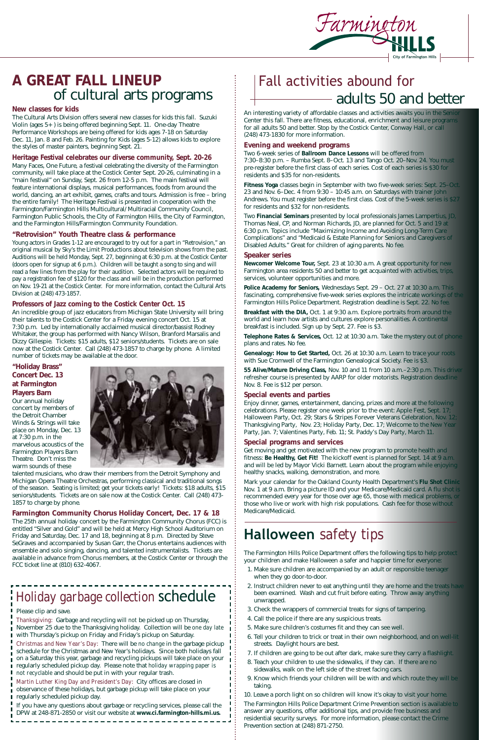# A GREAT FALL LINEUP of cultural arts programs

### New classes for kids

The Cultural Arts Division offers several new classes for kids this fall. Suzuki Violin (ages 5+ ) is being offered beginning Sept. 11. One-day Theatre Performance Workshops are being offered for kids ages 7-18 on Saturday Dec. 11, Jan. 8 and Feb. 26. Painting for Kids (ages 5-12) allows kids to explore the styles of master painters, beginning Sept. 21.

### Heritage Festival celebrates our diverse community, Sept. 20-26

Many Faces, One Future, a festival celebrating the diversity of the Farmington community, will take place at the Costick Center Sept. 20-26, culminating in a "main festival" on Sunday, Sept. 26 from 12-5 p.m. The main festival will feature international displays, musical performances, foods from around the world, dancing, an art exhibit, games, crafts and tours. Admission is free – bring the entire family! The Heritage Festival is presented in cooperation with the Farmington/Farmington Hills Multicultural/Multiracial Community Council, Farmington Public Schools, the City of Farmington Hills, the City of Farmington, and the Farmington Hills/Farmington Community Foundation.

### "Retrovision" Youth Theatre class & performance

Young actors in Grades 1-12 are encouraged to try out for a part in "Retrovision," an original musical by Sky's the Limit Productions about television shows from the past. Auditions will be held Monday, Sept. 27, beginning at 6:30 p.m. at the Costick Center (doors open for signup at 6 p.m.). Children will be taught a song to sing and will read a few lines from the play for their audition. Selected actors will be required to pay a registration fee of $120 for the class and will be in the production performed on Nov. 19-21 at the Costick Center. For more information, contact the Cultural Arts Division at (248) 473-1857.

### Professors of Jazz coming to the Costick Center Oct. 15

An incredible group of jazz educators from Michigan State University will bring their talents to the Costick Center for a Friday evening concert Oct. 15 at 7:30 p.m. Led by internationally acclaimed musical director/bassist Rodney Whitaker, the group has performed with Nancy Wilson, Branford Marsalis and Dizzy Gillespie. Tickets: $15 adults, $12 seniors/students. Tickets are on sale now at the Costick Center. Call (248) 473-1857 to charge by phone. A limited number of tickets may be available at the door.

### "Holiday Brass" Concert Dec. 13 at Farmington Players Barn

Our annual holiday concert by members of the Detroit Chamber Winds & Strings will take place on Monday, Dec. 13 at 7:30 p.m. in the marvelous acoustics of the Farmington Players Barn Theatre. Don't miss the warm sounds of these talented musicians, who draw their members from the Detroit Symphony and Michigan Opera Theatre Orchestras, performing classical and traditional songs of the season. Seating is limited; get your tickets early! Tickets: $18 adults, $15 seniors/students. Tickets are on sale now at the Costick Center. Call (248) 473-1857 to charge by phone.

### Farmington Community Chorus Holiday Concert, Dec. 17 & 18

The 25th annual holiday concert by the Farmington Community Chorus (FCC) is entitled "Silver and Gold" and will be held at Mercy High School Auditorium on Friday and Saturday, Dec. 17 and 18, beginning at 8 p.m. Directed by Steve SeGraves and accompanied by Susan Garr, the Chorus entertains audiences with ensemble and solo singing, dancing, and talented instrumentalists. Tickets are available in advance from Chorus members, at the Costick Center or through the FCC ticket line at (810) 632-4067.

## Holiday garbage collection schedule

Please clip and save.

*Thanksgiving:* Garbage and recycling will *not* be picked up on Thursday, November 25 due to the Thanksgiving holiday. Collection will be *one day late* with Thursday's pickup on Friday and Friday's pickup on Saturday.

*Christmas and New Year's Day:* There will be *no change* in the garbage pickup schedule for the Christmas and New Year's holidays. Since both holidays fall on a Saturday this year, garbage and recycling pickups will take place on your regularly scheduled pickup day. Please note that *holiday wrapping paper is not recyclable* and should be put in with your regular trash.

*Martin Luther King Day and President's Day:* City offices are closed in observance of these holidays, but garbage pickup will take place on your regularly scheduled pickup day.

If you have any questions about garbage or recycling services, please call the DPW at 248-871-2850 or visit our website at **www.ci.farmington-hills.mi.us.**

# Fall activities abound for adults 50 and better

An interesting variety of affordable classes and activities awaits you in the Senior Center this fall. There are fitness, educational, enrichment and leisure programs for all adults 50 and better. Stop by the Costick Center, Conway Hall, or call (248) 473-1830 for more information.

### Evening and weekend programs

Two 6-week series of **Ballroom Dance Lessons** will be offered from 7:30–8:30 p.m. – Rumba Sept. 8–Oct. 13 and Tango Oct. 20–Nov. 24. You must pre-register before the first class of each series. Cost of each series is $30 for residents and $35 for non-residents.

**Fitness Yoga** classes begin in September with two five-week series: Sept. 25–Oct. 23 and Nov. 6–Dec. 4 from 9:30 – 10:45 a.m. on Saturdays with trainer John Andrews. You must register before the first class. Cost of the 5-week series is $27 for residents and $32 for non-residents.

Two **Financial Seminars** presented by local professionals James Lampertius, JD, Thomas Neal, CP, and Norman Richards, JD, are planned for Oct. 5 and 19 at 6:30 p.m. Topics include "Maximizing Income and Avoiding Long-Term Care Complications" and "Medicaid & Estate Planning for Seniors and Caregivers of Disabled Adults." Great for children of aging parents. No fee.

### Speaker series

**Newcomer Welcome Tour,** Sept. 23 at 10:30 a.m. A great opportunity for new Farmington area residents 50 and better to get acquainted with activities, trips, services, volunteer opportunities and more.

**Police Academy for Seniors,** Wednesdays Sept. 29 – Oct. 27 at 10:30 a.m. This fascinating, comprehensive five-week series explores the intricate workings of the Farmington Hills Police Department. Registration deadline is Sept. 22. No fee.

**Breakfast with the DIA,** Oct. 1 at 9:30 a.m. Explore portraits from around the world and learn how artists and cultures explore personalities. A continental breakfast is included. Sign up by Sept. 27. Fee is $3.

**Telephone Rates & Services,** Oct. 12 at 10:30 a.m. Take the mystery out of phone plans and rates. No fee.

**Genealogy: How to Get Started,** Oct. 26 at 10:30 a.m. Learn to trace your roots with Sue Cromwell of the Farmington Genealogical Society. Fee is $3.

**55 Alive/Mature Driving Class,** Nov. 10 and 11 from 10 a.m.–2:30 p.m. This driver refresher course is presented by AARP for older motorists. Registration deadline Nov. 8. Fee is $12 per person.

### Special events and parties

Enjoy dinner, games, entertainment, dancing, prizes and more at the following celebrations. Please register one week prior to the event: Apple Fest, Sept. 17; Halloween Party, Oct. 29; Stars & Stripes Forever Veterans Celebration, Nov. 12; Thanksgiving Party, Nov. 23; Holiday Party, Dec. 17; Welcome to the New Year Party, Jan. 7; Valentines Party, Feb. 11; St. Paddy's Day Party, March 11.

### Special programs and services

Get moving and get motivated with the new program to promote health and fitness: **Be Healthy, Get Fit!** The kickoff event is planned for Sept. 14 at 9 a.m. and will be led by Mayor Vicki Barnett. Learn about the program while enjoying healthy snacks, walking, demonstration, and more.

Mark your calendar for the Oakland County Health Department's **Flu Shot Clinic** Nov. 1 at 9 a.m. Bring a picture ID and your Medicare/Medicaid card. A flu shot is recommended every year for those over age 65, those with medical problems, or those who live or work with high risk populations. Cash fee for those without Medicare/Medicaid.

# Halloween safety tips

The Farmington Hills Police Department offers the following tips to help protect your children and make Halloween a safer and happier time for everyone:

1. Make sure children are accompanied by an adult or responsible teenager when they go door-to-door.
2. Instruct children never to eat anything until they are home and the treats have been examined. Wash and cut fruit before eating. Throw away anything unwrapped.
3. Check the wrappers of commercial treats for signs of tampering.
4. Call the police if there are any suspicious treats.
5. Make sure children's costumes fit and they can see well.
6. Tell your children to trick or treat in their own neighborhood, and on well-lit streets. Daylight hours are best.
7. If children are going to be out after dark, make sure they carry a flashlight.
8. Teach your children to use the sidewalks, if they can. If there are no sidewalks, walk on the left side of the street facing cars.
9. Know which friends your children will be with and which route they will be taking.
10. Leave a porch light on so children will know it's okay to visit your home.

The Farmington Hills Police Department Crime Prevention section is available to answer any questions, offer additional tips, and provide free business and residential security surveys. For more information, please contact the Crime Prevention section at (248) 871-2750.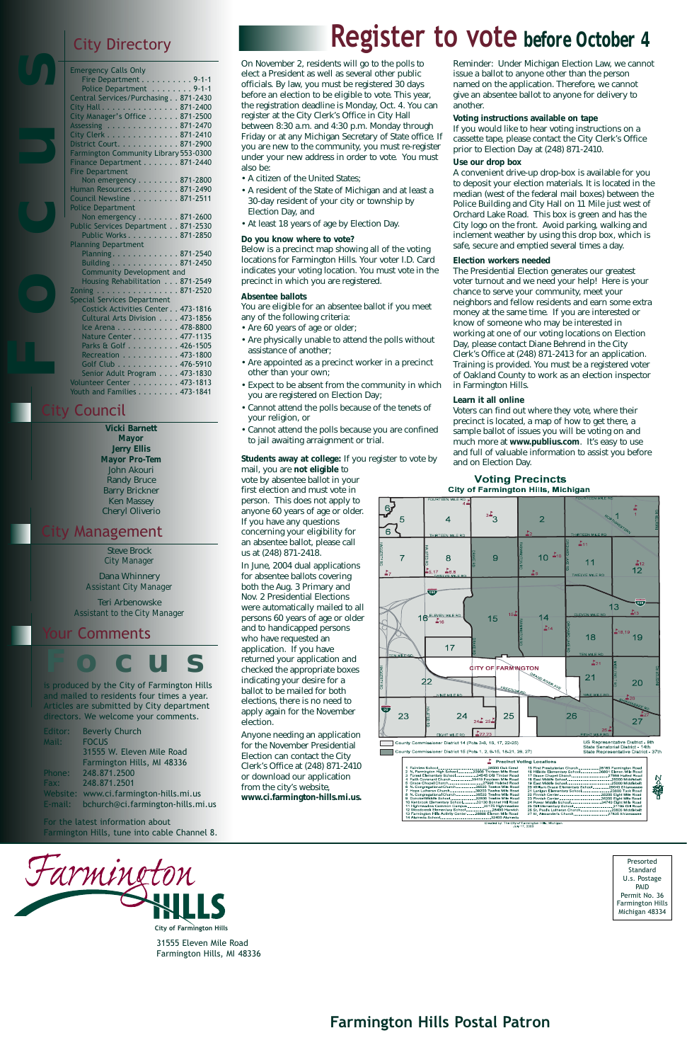## City Directory

Emergency Calls Only
- Fire Department . . . . . . . . . . 9-1-1
- Police Department . . . . . . . . 9-1-1

Central Services/Purchasing . . 871-2430
City Hall . . . . . . . . . . . . . . . . 871-2400
City Manager's Office . . . . . . 871-2500
Assessing . . . . . . . . . . . . . . . 871-2470
City Clerk . . . . . . . . . . . . . . . 871-2410
District Court. . . . . . . . . . . . 871-2900
Farmington Community Library 553-0300
Finance Department . . . . . . . 871-2440
Fire Department
- Non emergency . . . . . . . . 871-2800

Human Resources . . . . . . . . . 871-2490
Council Newsline . . . . . . . . . 871-2511
Police Department
- Non emergency . . . . . . . . 871-2600

Public Services Department . . 871-2530
- Public Works . . . . . . . . . . 871-2850

Planning Department
- Planning. . . . . . . . . . . . . 871-2540
- Building . . . . . . . . . . . . . 871-2450
- Community Development and Housing Rehabilitation . . . 871-2549

Zoning . . . . . . . . . . . . . . . . 871-2520
Special Services Department
- Costick Activities Center . . . 473-1816
- Cultural Arts Division . . . . 473-1856
- Ice Arena . . . . . . . . . . . . 478-8800
- Nature Center. . . . . . . . . 477-1135
- Parks & Golf . . . . . . . . . . 426-1505
- Recreation . . . . . . . . . . . 473-1800
- Golf Club . . . . . . . . . . . . 476-5910
- Senior Adult Program . . . . 473-1830

Volunteer Center . . . . . . . . . 473-1813
Youth and Families . . . . . . . . 473-1841

## City Council

**Vicki Barnett**
**Mayor**
**Jerry Ellis**
**Mayor Pro-Tem**
John Akouri
Randy Bruce
Barry Brickner
Ken Massey
Cheryl Oliverio

## City Management

Steve Brock
City Manager

Dana Whinnery
Assistant City Manager

Teri Arbenowske
Assistant to the City Manager

## Your Comments

**Focus**

is produced by the City of Farmington Hills and mailed to residents four times a year. Articles are submitted by City department directors. We welcome your comments.

Editor: Beverly Church
Mail: FOCUS
31555 W. Eleven Mile Road
Farmington Hills, MI 48336
Phone: 248.871.2500
Fax: 248.871.2501
Website: www.ci.farmington-hills.mi.us
E-mail: bchurch@ci.farmington-hills.mi.us

For the latest information about Farmington Hills, tune into cable Channel 8.

# Register to vote before October 4

On November 2, residents will go to the polls to elect a President as well as several other public officials. By law, you must be registered 30 days before an election to be eligible to vote. This year, the registration deadline is Monday, Oct. 4. You can register at the City Clerk's Office in City Hall between 8:30 a.m. and 4:30 p.m. Monday through Friday or at any Michigan Secretary of State office. If you are new to the community, you must re-register under your new address in order to vote. You must also be:

- A citizen of the United States;
- A resident of the State of Michigan and at least a 30-day resident of your city or township by Election Day, and
- At least 18 years of age by Election Day.

**Do you know where to vote?**
Below is a precinct map showing all of the voting locations for Farmington Hills. Your Voter I.D. Card indicates your voting location. You must vote in the precinct in which you are registered.

**Absentee ballots**
You are eligible for an absentee ballot if you meet any of the following criteria:

- Are 60 years of age or older;
- Are physically unable to attend the polls without assistance of another;
- Are appointed as a precinct worker in a precinct other than your own;
- Expect to be absent from the community in which you are registered on Election Day;
- Cannot attend the polls because of the tenets of your religion, or
- Cannot attend the polls because you are confined to jail awaiting arraignment or trial.

**Students away at college:** If you register to vote by mail, you are **not eligible** to vote by absentee ballot in your first election and must vote in person. This does not apply to anyone 60 years of age or older. If you have any questions concerning your eligibility for an absentee ballot, please call us at (248) 871-2418.

In June, 2004 dual applications for absentee ballots covering both the Aug. 3 Primary and Nov. 2 Presidential Elections were automatically mailed to all persons 60 years of age or older and to handicapped persons who have requested an application. If you have returned your application and checked the appropriate boxes indicating your desire for a ballot to be mailed for both elections, there is no need to apply again for the November election.

Anyone needing an application for the November Presidential Election can contact the City Clerk's Office at (248) 871-2410 or download our application from the city's website, **www.ci.farmington-hills.mi.us.**

Reminder: Under Michigan Election Law, we cannot issue a ballot to anyone other than the person named on the application. Therefore, we cannot give an absentee ballot to anyone for delivery to another.

**Voting instructions available on tape**
If you would like to hear voting instructions on a cassette tape, please contact the City Clerk's Office prior to Election Day at (248) 871-2410.

**Use our drop box**
A convenient drive-up drop-box is available for you to deposit your election materials. It is located in the median (west of the federal mail boxes) between the Police Building and City Hall on 11 Mile just west of Orchard Lake Road. This box is green and has the City logo on the front. Avoid parking, walking and inclement weather by using this drop box, which is safe, secure and emptied several times a day.

**Election workers needed**
The Presidential Election generates our greatest voter turnout and we need your help! Here is your chance to serve your community, meet your neighbors and fellow residents and earn some extra money at the same time. If you are interested or know of someone who may be interested in working at one of our voting locations on Election Day, please contact Diane Behrend in the City Clerk's Office at (248) 871-2413 for an application. Training is provided. You must be a registered voter of Oakland County to work as an election inspector in Farmington Hills.

**Learn it all online**
Voters can find out where they vote, where their precinct is located, a map of how to get there, a sample ballot of issues you will be voting on and much more at **www.publius.com**. It's easy to use and full of valuable information to assist you before and on Election Day.

### Voting Precincts
**City of Farmington Hills, Michigan**

County Commissioner District 14 (Pcts 3-8, 10, 17, 22-25)
County Commissioner District 15 (Pcts 1, 2, 9-16, 18-21, 26, 27)

US Representative District - 9th
State Senatorial District - 14th
State Representative District - 37th

Created by: The City of Farmington Hills, Michigan
July 17, 2003

31555 Eleven Mile Road
Farmington Hills, MI 48336

Presorted Standard U.S. Postage PAID Permit No. 36 Farmington Hills Michigan 48334

**Farmington Hills Postal Patron**